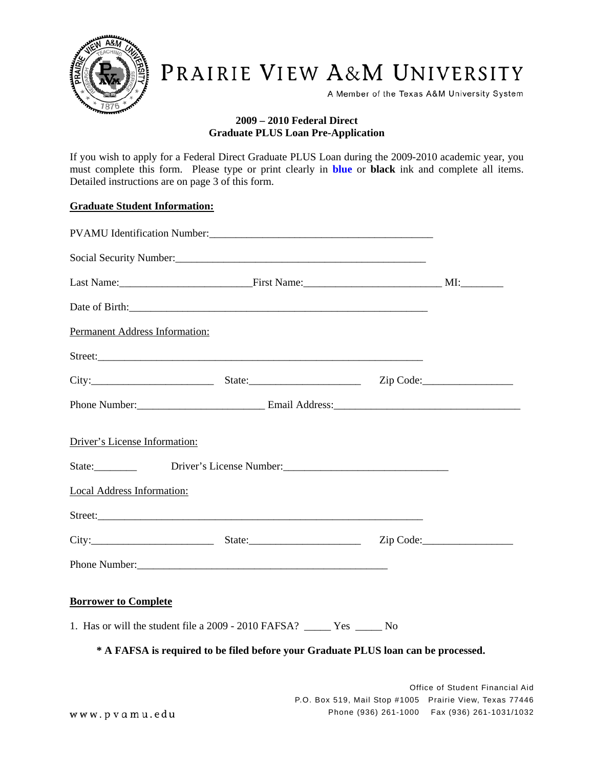# PRAIRIE VIEW A&M UNIVERSITY

A Member of the Texas A&M University System

**2009 – 2010 Federal Direct**
**Graduate PLUS Loan Pre-Application**

If you wish to apply for a Federal Direct Graduate PLUS Loan during the 2009-2010 academic year, you must complete this form. Please type or print clearly in **blue** or **black** ink and complete all items. Detailed instructions are on page 3 of this form.

## Graduate Student Information:

PVAMU Identification Number:___________________________________________

Social Security Number:_________________________________________________

Last Name:________________________ First Name:_________________________ MI:________

Date of Birth:__________________________________________________________

Permanent Address Information:

Street:_______________________________________________________________

City:______________________ State:____________________ Zip Code:________________

Phone Number:______________________ Email Address:__________________________________

Driver's License Information:

State:________ Driver's License Number:______________________________

Local Address Information:

Street:_______________________________________________________________

City:______________________ State:____________________ Zip Code:________________

Phone Number:_______________________________________________

## Borrower to Complete

1. Has or will the student file a 2009 - 2010 FAFSA? _____ Yes _____ No

**\* A FAFSA is required to be filed before your Graduate PLUS loan can be processed.**

Office of Student Financial Aid
P.O. Box 519, Mail Stop #1005 Prairie View, Texas 77446
Phone (936) 261-1000 Fax (936) 261-1031/1032

www.pvamu.edu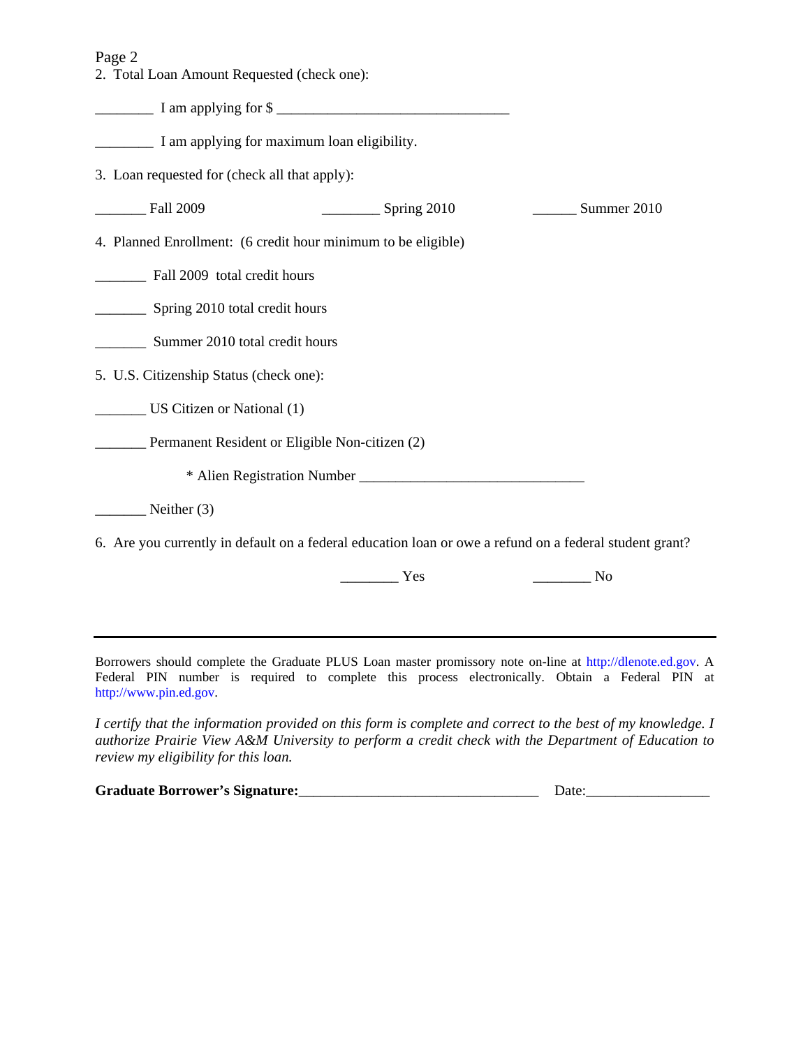2. Total Loan Amount Requested (check one):

________ I am applying for $ ________________________________

________ I am applying for maximum loan eligibility.

3. Loan requested for (check all that apply):

_______ Fall 2009 ________ Spring 2010 ______ Summer 2010

4. Planned Enrollment: (6 credit hour minimum to be eligible)

_______ Fall 2009 total credit hours

_______ Spring 2010 total credit hours

_______ Summer 2010 total credit hours

5. U.S. Citizenship Status (check one):

_______ US Citizen or National (1)

_______ Permanent Resident or Eligible Non-citizen (2)

* Alien Registration Number _______________________________

_______ Neither (3)

6. Are you currently in default on a federal education loan or owe a refund on a federal student grant?

________ Yes ________ No

---

Borrowers should complete the Graduate PLUS Loan master promissory note on-line at http://dlenote.ed.gov. A Federal PIN number is required to complete this process electronically. Obtain a Federal PIN at http://www.pin.ed.gov.

*I certify that the information provided on this form is complete and correct to the best of my knowledge. I authorize Prairie View A&M University to perform a credit check with the Department of Education to review my eligibility for this loan.*

**Graduate Borrower's Signature:**_________________________________ Date:_________________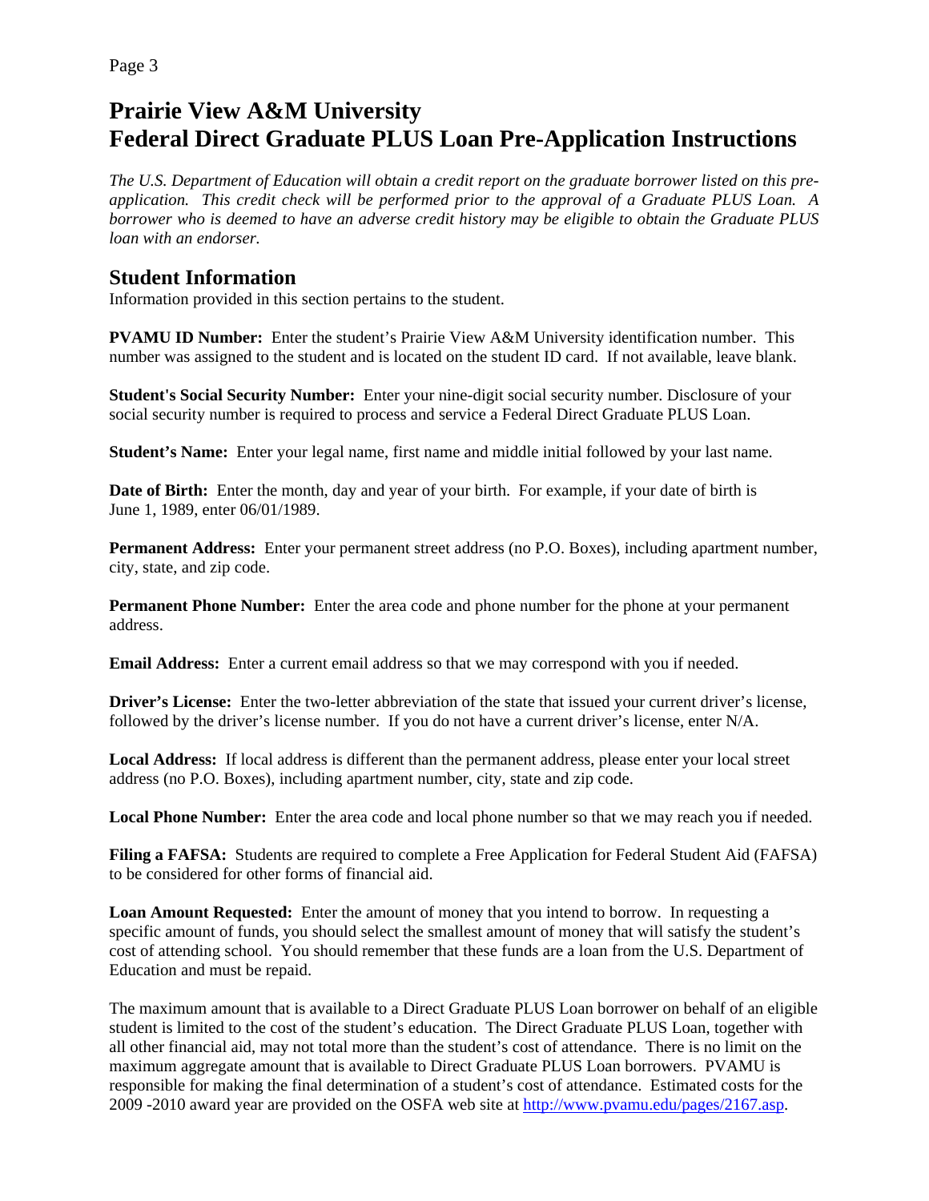# Prairie View A&M University
# Federal Direct Graduate PLUS Loan Pre-Application Instructions

*The U.S. Department of Education will obtain a credit report on the graduate borrower listed on this pre-application. This credit check will be performed prior to the approval of a Graduate PLUS Loan. A borrower who is deemed to have an adverse credit history may be eligible to obtain the Graduate PLUS loan with an endorser.*

## Student Information

Information provided in this section pertains to the student.

**PVAMU ID Number:** Enter the student's Prairie View A&M University identification number. This number was assigned to the student and is located on the student ID card. If not available, leave blank.

**Student's Social Security Number:** Enter your nine-digit social security number. Disclosure of your social security number is required to process and service a Federal Direct Graduate PLUS Loan.

**Student's Name:** Enter your legal name, first name and middle initial followed by your last name.

**Date of Birth:** Enter the month, day and year of your birth. For example, if your date of birth is June 1, 1989, enter 06/01/1989.

**Permanent Address:** Enter your permanent street address (no P.O. Boxes), including apartment number, city, state, and zip code.

**Permanent Phone Number:** Enter the area code and phone number for the phone at your permanent address.

**Email Address:** Enter a current email address so that we may correspond with you if needed.

**Driver's License:** Enter the two-letter abbreviation of the state that issued your current driver's license, followed by the driver's license number. If you do not have a current driver's license, enter N/A.

**Local Address:** If local address is different than the permanent address, please enter your local street address (no P.O. Boxes), including apartment number, city, state and zip code.

**Local Phone Number:** Enter the area code and local phone number so that we may reach you if needed.

**Filing a FAFSA:** Students are required to complete a Free Application for Federal Student Aid (FAFSA) to be considered for other forms of financial aid.

**Loan Amount Requested:** Enter the amount of money that you intend to borrow. In requesting a specific amount of funds, you should select the smallest amount of money that will satisfy the student's cost of attending school. You should remember that these funds are a loan from the U.S. Department of Education and must be repaid.

The maximum amount that is available to a Direct Graduate PLUS Loan borrower on behalf of an eligible student is limited to the cost of the student's education. The Direct Graduate PLUS Loan, together with all other financial aid, may not total more than the student's cost of attendance. There is no limit on the maximum aggregate amount that is available to Direct Graduate PLUS Loan borrowers. PVAMU is responsible for making the final determination of a student's cost of attendance. Estimated costs for the 2009 -2010 award year are provided on the OSFA web site at [http://www.pvamu.edu/pages/2167.asp](http://www.pvamu.edu/pages/2167.asp).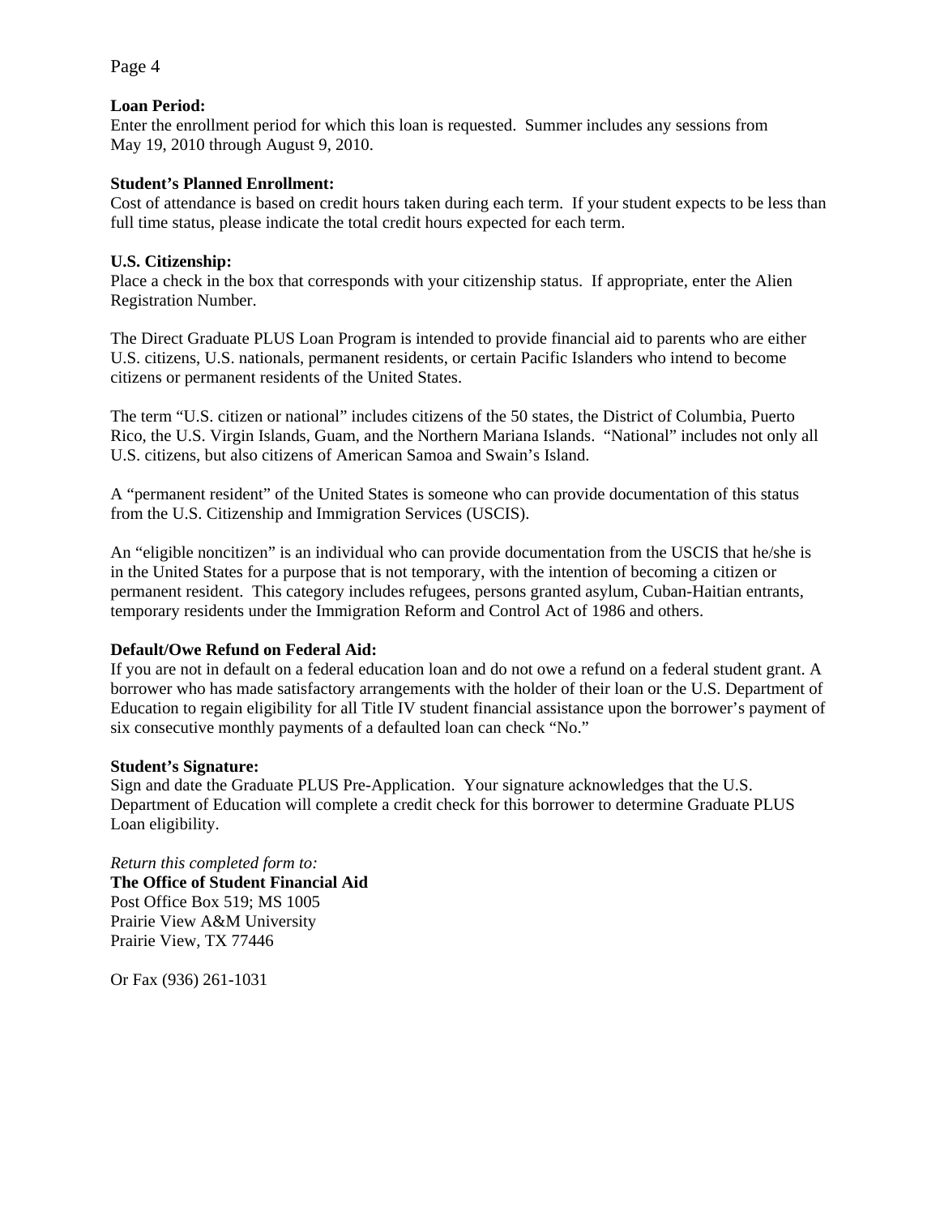**Loan Period:**
Enter the enrollment period for which this loan is requested. Summer includes any sessions from May 19, 2010 through August 9, 2010.

**Student's Planned Enrollment:**
Cost of attendance is based on credit hours taken during each term. If your student expects to be less than full time status, please indicate the total credit hours expected for each term.

**U.S. Citizenship:**
Place a check in the box that corresponds with your citizenship status. If appropriate, enter the Alien Registration Number.

The Direct Graduate PLUS Loan Program is intended to provide financial aid to parents who are either U.S. citizens, U.S. nationals, permanent residents, or certain Pacific Islanders who intend to become citizens or permanent residents of the United States.

The term "U.S. citizen or national" includes citizens of the 50 states, the District of Columbia, Puerto Rico, the U.S. Virgin Islands, Guam, and the Northern Mariana Islands. "National" includes not only all U.S. citizens, but also citizens of American Samoa and Swain's Island.

A "permanent resident" of the United States is someone who can provide documentation of this status from the U.S. Citizenship and Immigration Services (USCIS).

An "eligible noncitizen" is an individual who can provide documentation from the USCIS that he/she is in the United States for a purpose that is not temporary, with the intention of becoming a citizen or permanent resident. This category includes refugees, persons granted asylum, Cuban-Haitian entrants, temporary residents under the Immigration Reform and Control Act of 1986 and others.

**Default/Owe Refund on Federal Aid:**
If you are not in default on a federal education loan and do not owe a refund on a federal student grant. A borrower who has made satisfactory arrangements with the holder of their loan or the U.S. Department of Education to regain eligibility for all Title IV student financial assistance upon the borrower's payment of six consecutive monthly payments of a defaulted loan can check "No."

**Student's Signature:**
Sign and date the Graduate PLUS Pre-Application. Your signature acknowledges that the U.S. Department of Education will complete a credit check for this borrower to determine Graduate PLUS Loan eligibility.

*Return this completed form to:*
**The Office of Student Financial Aid**
Post Office Box 519; MS 1005
Prairie View A&M University
Prairie View, TX 77446

Or Fax (936) 261-1031